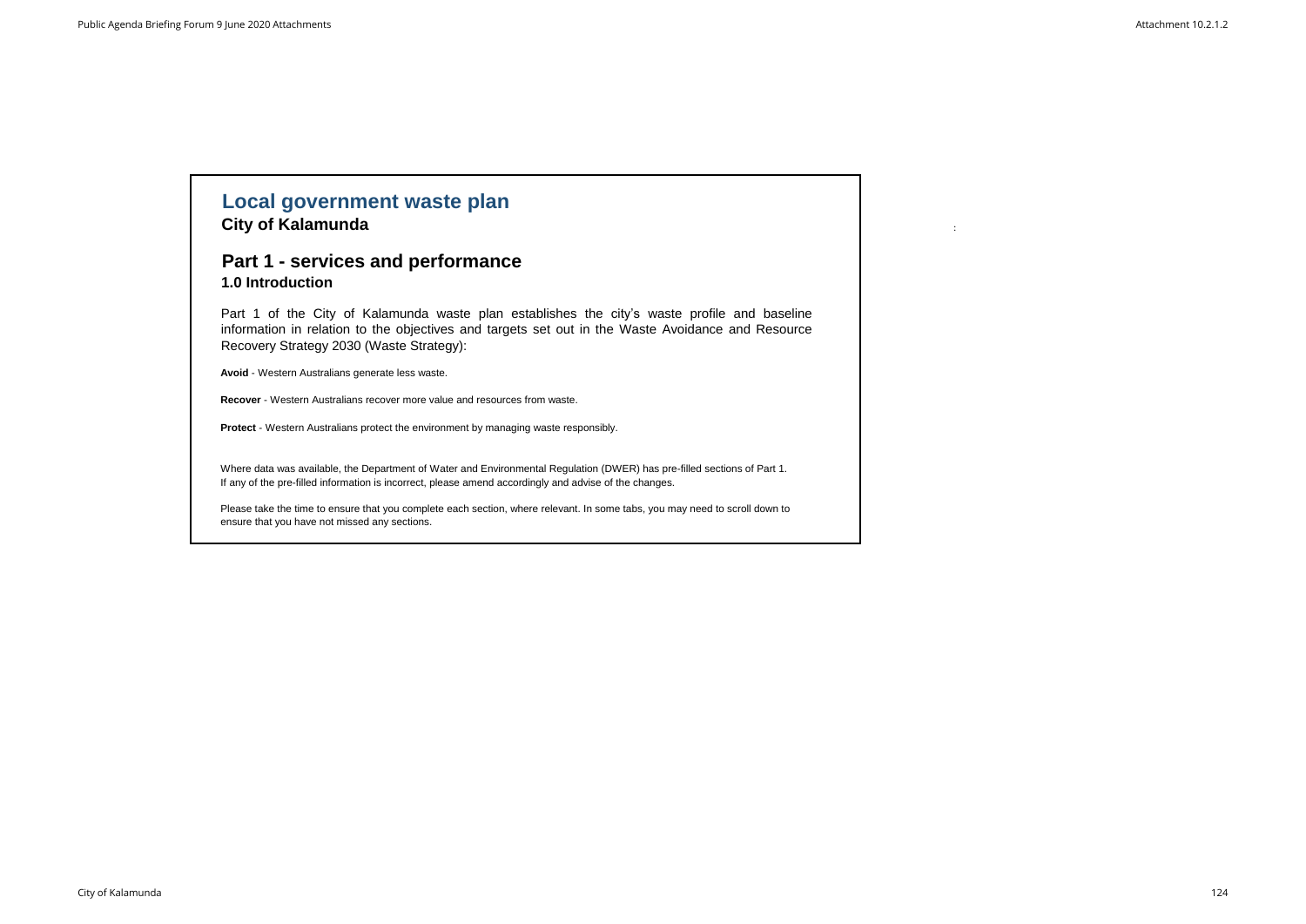# Local government waste plan

**City of Kalamunda**

## Part 1 - services and performance

### 1.0 Introduction

Part 1 of the City of Kalamunda waste plan establishes the city's waste profile and baseline information in relation to the objectives and targets set out in the Waste Avoidance and Resource Recovery Strategy 2030 (Waste Strategy):

**Avoid** - Western Australians generate less waste.

**Recover** - Western Australians recover more value and resources from waste.

**Protect** - Western Australians protect the environment by managing waste responsibly.

Where data was available, the Department of Water and Environmental Regulation (DWER) has pre-filled sections of Part 1. If any of the pre-filled information is incorrect, please amend accordingly and advise of the changes.

Please take the time to ensure that you complete each section, where relevant. In some tabs, you may need to scroll down to ensure that you have not missed any sections.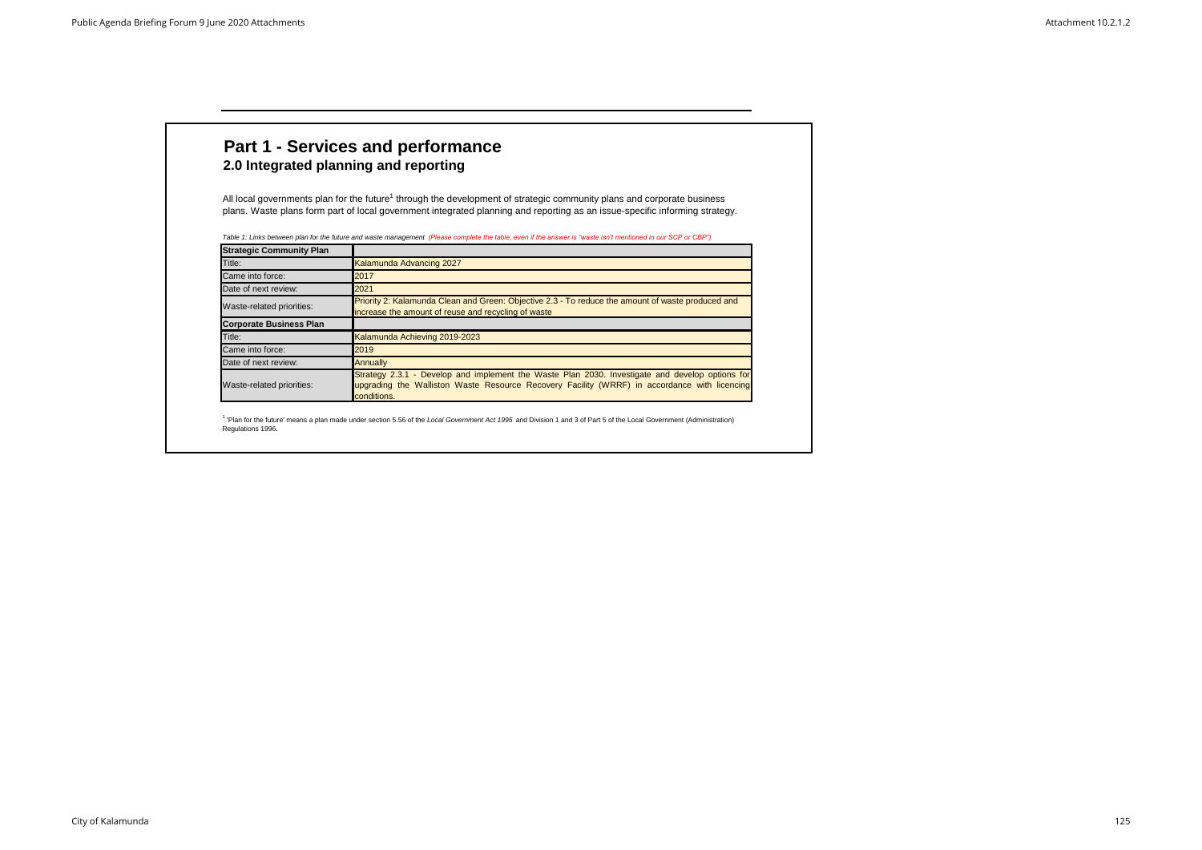# Part 1 - Services and performance

## 2.0 Integrated planning and reporting

All local governments plan for the future[1] through the development of strategic community plans and corporate business plans. Waste plans form part of local government integrated planning and reporting as an issue-specific informing strategy.

*Table 1: Links between plan for the future and waste management (Please complete the table, even if the answer is "waste isn't mentioned in our SCP or CBP")*

| **Strategic Community Plan** | |
|---|---|
| Title: | Kalamunda Advancing 2027 |
| Came into force: | 2017 |
| Date of next review: | 2021 |
| Waste-related priorities: | Priority 2: Kalamunda Clean and Green: Objective 2.3 - To reduce the amount of waste produced and increase the amount of reuse and recycling of waste |
| **Corporate Business Plan** | |
| Title: | Kalamunda Achieving 2019-2023 |
| Came into force: | 2019 |
| Date of next review: | Annually |
| Waste-related priorities: | Strategy 2.3.1 - Develop and implement the Waste Plan 2030. Investigate and develop options for upgrading the Walliston Waste Resource Recovery Facility (WRRF) in accordance with licencing conditions. |

[1] 'Plan for the future' means a plan made under section 5.56 of the *Local Government Act 1995* and Division 1 and 3 of Part 5 of the Local Government (Administration) Regulations 1996.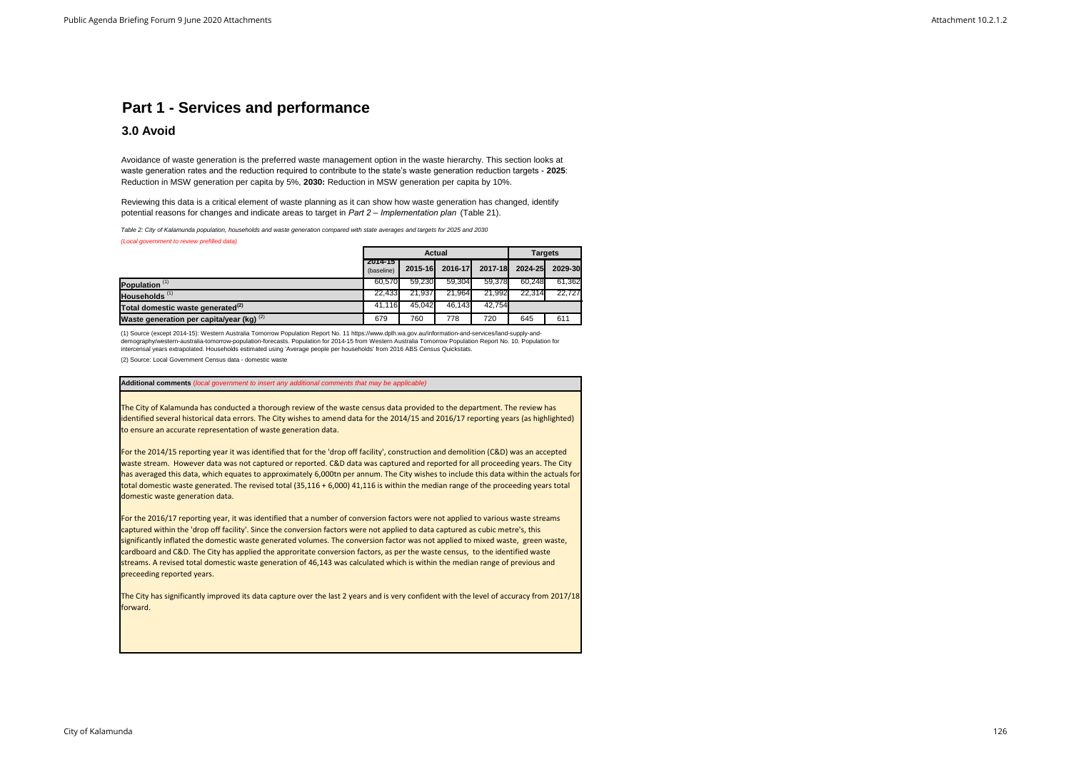# Part 1 - Services and performance

## 3.0 Avoid

Avoidance of waste generation is the preferred waste management option in the waste hierarchy. This section looks at waste generation rates and the reduction required to contribute to the state's waste generation reduction targets - **2025**: Reduction in MSW generation per capita by 5%, **2030:** Reduction in MSW generation per capita by 10%.

Reviewing this data is a critical element of waste planning as it can show how waste generation has changed, identify potential reasons for changes and indicate areas to target in *Part 2 – Implementation plan* (Table 21).

*Table 2: City of Kalamunda population, households and waste generation compared with state averages and targets for 2025 and 2030*

*(Local government to review prefilled data)*

| | Actual | | | | Targets | |
|---|---|---|---|---|---|---|
| | 2014-15 (baseline) | 2015-16 | 2016-17 | 2017-18 | 2024-25 | 2029-30 |
| **Population** [(1)] | 60,570 | 59,230 | 59,304 | 59,378 | 60,248 | 61,362 |
| **Households** [(1)] | 22,433 | 21,937 | 21,964 | 21,992 | 22,314 | 22,727 |
| **Total domestic waste generated**[(2)] | 41,116 | 45,042 | 46,143 | 42,754 | | |
| **Waste generation per capita/year (kg)** [(2)] | 679 | 760 | 778 | 720 | 645 | 611 |

(1) Source (except 2014-15): Western Australia Tomorrow Population Report No. 11 https://www.dplh.wa.gov.au/information-and-services/land-supply-and-demography/western-australia-tomorrow-population-forecasts. Population for 2014-15 from Western Australia Tomorrow Population Report No. 10. Population for intercensal years extrapolated. Households estimated using 'Average people per households' from 2016 ABS Census Quickstats.

(2) Source: Local Government Census data - domestic waste

**Additional comments** *(local government to insert any additional comments that may be applicable)*

The City of Kalamunda has conducted a thorough review of the waste census data provided to the department. The review has identified several historical data errors. The City wishes to amend data for the 2014/15 and 2016/17 reporting years (as highlighted) to ensure an accurate representation of waste generation data.

For the 2014/15 reporting year it was identified that for the 'drop off facility', construction and demolition (C&D) was an accepted waste stream. However data was not captured or reported. C&D data was captured and reported for all proceeding years. The City has averaged this data, which equates to approximately 6,000tn per annum. The City wishes to include this data within the actuals for total domestic waste generated. The revised total (35,116 + 6,000) 41,116 is within the median range of the proceeding years total domestic waste generation data.

For the 2016/17 reporting year, it was identified that a number of conversion factors were not applied to various waste streams captured within the 'drop off facility'. Since the conversion factors were not applied to data captured as cubic metre's, this significantly inflated the domestic waste generated volumes. The conversion factor was not applied to mixed waste, green waste, cardboard and C&D. The City has applied the appproritate conversion factors, as per the waste census, to the identified waste streams. A revised total domestic waste generation of 46,143 was calculated which is within the median range of previous and preceeding reported years.

The City has significantly improved its data capture over the last 2 years and is very confident with the level of accuracy from 2017/18 forward.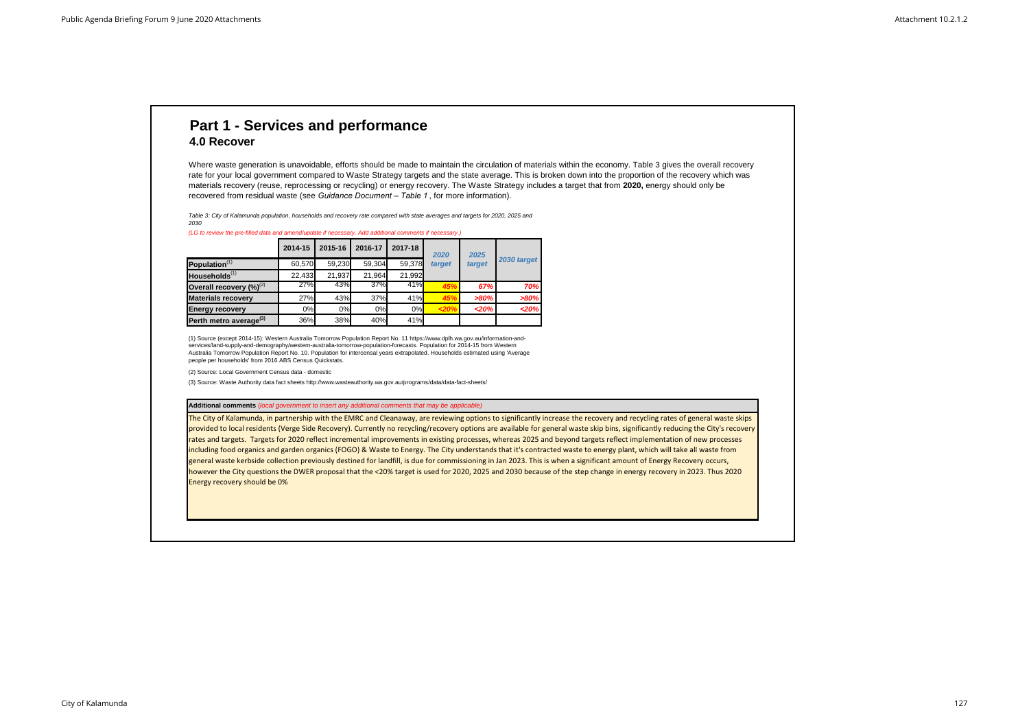# Part 1 - Services and performance

## 4.0 Recover

Where waste generation is unavoidable, efforts should be made to maintain the circulation of materials within the economy. Table 3 gives the overall recovery rate for your local government compared to Waste Strategy targets and the state average. This is broken down into the proportion of the recovery which was materials recovery (reuse, reprocessing or recycling) or energy recovery. The Waste Strategy includes a target that from **2020,** energy should only be recovered from residual waste (see *Guidance Document – Table 1* , for more information).

*Table 3: City of Kalamunda population, households and recovery rate compared with state averages and targets for 2020, 2025 and 2030*

*(LG to review the pre-filled data and amend/update if necessary. Add additional comments if necessary.)*

| | 2014-15 | 2015-16 | 2016-17 | 2017-18 | *2020 target* | *2025 target* | *2030 target* |
|---|---|---|---|---|---|---|---|
| **Population**[1] | 60,570 | 59,230 | 59,304 | 59,378 | | | |
| **Households**[1] | 22,433 | 21,937 | 21,964 | 21,992 | | | |
| **Overall recovery (%)**[2] | 27% | 43% | 37% | 41% | *45%* | *67%* | *70%* |
| **Materials recovery** | 27% | 43% | 37% | 41% | *45%* | *>80%* | *>80%* |
| **Energy recovery** | 0% | 0% | 0% | 0% | *<20%* | *<20%* | *<20%* |
| **Perth metro average**[3] | 36% | 38% | 40% | 41% | | | |

(1) Source (except 2014-15): Western Australia Tomorrow Population Report No. 11 https://www.dplh.wa.gov.au/information-and-services/land-supply-and-demography/western-australia-tomorrow-population-forecasts. Population for 2014-15 from Western Australia Tomorrow Population Report No. 10. Population for intercensal years extrapolated. Households estimated using 'Average people per households' from 2016 ABS Census Quickstats.

(2) Source: Local Government Census data - domestic

(3) Source: Waste Authority data fact sheets http://www.wasteauthority.wa.gov.au/programs/data/data-fact-sheets/

**Additional comments** *(local government to insert any additional comments that may be applicable)*

The City of Kalamunda, in partnership with the EMRC and Cleanaway, are reviewing options to significantly increase the recovery and recycling rates of general waste skips provided to local residents (Verge Side Recovery). Currently no recycling/recovery options are available for general waste skip bins, significantly reducing the City's recovery rates and targets. Targets for 2020 reflect incremental improvements in existing processes, whereas 2025 and beyond targets reflect implementation of new processes including food organics and garden organics (FOGO) & Waste to Energy. The City understands that it's contracted waste to energy plant, which will take all waste from general waste kerbside collection previously destined for landfill, is due for commissioning in Jan 2023. This is when a significant amount of Energy Recovery occurs, however the City questions the DWER proposal that the <20% target is used for 2020, 2025 and 2030 because of the step change in energy recovery in 2023. Thus 2020 Energy recovery should be 0%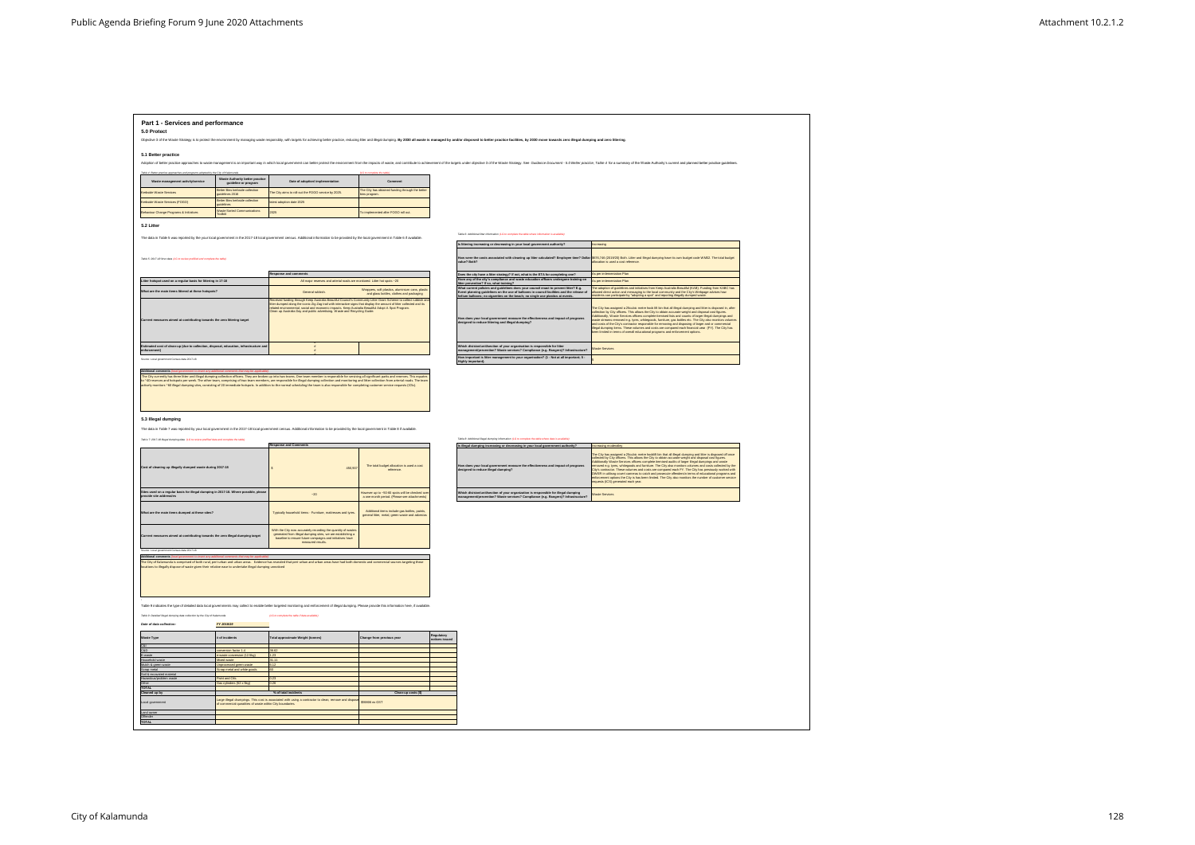# Part 1 - Services and performance

## 5.0 Protect

Objective 3 of the Waste Strategy is to protect the environment by managing waste responsibly, with targets for achieving better practice, reducing litter and illegal dumping. **By 2030 all waste is managed by and/or disposed to better practice facilities, by 2030 move towards zero illegal dumping and zero littering.**

### 5.1 Better practice

Adoption of better practice approaches to waste management is an important way in which local government can better protect the environment from the impacts of waste, and contribute to achievement of the targets under objective 3 of the Waste Strategy. See *Guidance Document - 5.0 Better practice*, Table 4 for a summary of the Waste Authority's current and planned better practice guidelines.

*Table 4: Better practice approaches and programs adopted by the City of Kalamunda* (LG to complete the table)

| Waste management activity/service | Waste Authority better practice guideline or program | Date of adoption/ implementation | Comment |
|---|---|---|---|
| Kerbside Waste Services | Better Bins kerbside collection guidelines 2018 | The City aims to roll out the FOGO service by 2025. | The City has obtained funding through the better bins program. |
| Kerbside Waste Services (FOGO) | Better Bins kerbside collection guidelines | Intent adoption date 2025 | |
| Behaviour Change Programs & Initiatives | Waste Sorted Communications Toolkit | 2020 | To implemented after FOGO roll out. |

### 5.2 Litter

The data in Table 5 was reported by the your local government in the 2017-18 local government census. Additional information to be provided by the local government in Table 6 if available.

*Table 5: 2017-18 litter data* (LG to review prefilled and complete the table)

| | Response and comments | |
|---|---|---|
| Litter hotspot used on a regular basis for littering in 17-18 | All major reserves and arterial roads are monitored. Litter hot spots ~35 | |
| What are the main items littered at these hotspots? | General rubbish | Wrappers, soft plastics, aluminium cans, plastic and glass bottles, clothes and packaging |
| Current measures aimed at contributing towards the zero littering target | Received funding through Keep Australia Beautiful Council's Community Litter Grant Scheme to collect rubbish and litter dumped along the iconic Zig Zag trail with interactive signs that display the amount of litter collected and its related environmental, social and economic impacts. Keep Australia Beautiful Adopt A Spot Program. Clean up Australia Day and public advertising. Waste and Recycling Guide. | |
| Estimated cost of clean-up (due to collection, disposal, education, infrastructure and enforcement) | $ / $ / $ | |

Source: Local government Census data 2017-18

**Additional comments** (local government to include any additional comments that may be applicable)

The City currently has three litter and illegal dumping collection officers. They are broken up into two teams. One team member is responsible for servicing all significant parks and reserves. This equates to ~60 reserves and footpaths per week. The other team, comprising of two team members, are responsible for illegal dumping collection and monitoring and litter collection from arterial roads. The team actively monitors ~80 illegal dumping sites, consisting of 20 immediate hotspots. In addition to the normal scheduling the team is also responsible for completing customer service requests (CRs).

*Table 6: Additional litter information* (LG to complete the table where information is available)

| | |
|---|---|
| Is littering increasing or decreasing in your local government authority? | Increasing |
| How were the costs associated with cleaning up litter calculated? Employee time? Dollar value? Both? | $231,744 (2019/20) Both. Litter and illegal dumping have its own budget with WMID. The total budget allocation is used a cost reference. |
| Does the city have a litter strategy? If not, what is the ETA for completing one? | As per Implementation Plan |
| Have any of the city's compliance and waste education officers undergone training on litter prevention? If so, what training? | As per Implementation Plan |
| What current policies and guidelines does your council enact to protect litter? E.g. Event planning guidelines on the use of balloons in council facilities and the release of helium balloons; no cigarettes on the beach; no single use plastics at events. | The adoption of guidelines and initiatives from Keep Australia Beautiful (KABC). Funding from KABC has allowed direct action and messaging to the local community and the City's Webpage advises how residents can participate by "adopting a spot" and reporting illegally dumped waste. |
| How does your local government measure the effectiveness and impact of programs designed to reduce littering and illegal dumping? | The City has assigned a 26cubic metre hook lift bin that all illegal dumping and litter is disposed in, after collection by City officers. This allows the City to obtain accurate weight and disposal cost figures. Additionally, Waste Services officers complete itemised lists and counts of larger illegal dumpings and waste streams removed e.g. tyres, whitegoods, furniture, gas bottles etc. The City also monitors volumes and costs of the City's contractor responsible for removing and disposing of larger and or commercial illegal dumping items. These volumes and costs are compared each financial year. (FY). The City has been limited in terms of overall educational programs and enforcement options. |
| Which division/section of your organisation is responsible for litter management/prevention? Waste services? Compliance (e.g. Rangers)? Infrastructure? | Waste Services |
| How important is litter management to your organisation? (1 - Not at all important; 5 - Highly important). | 5 |

### 5.3 Illegal dumping

The data in Table 7 was reported by your local government in the 2017-18 local government census. Additional information to be provided by the local government in Table 8 if available.

*Table 7: 17 illegal dumping data* (LG to review prefilled data and complete the table)

| | Response and Comments | |
|---|---|---|
| Cost of cleaning up illegally dumped waste during 2017-18 | $ 450,000 | The total budget allocation is used a cost reference. |
| Sites used on a regular basis for illegal dumping in 2017-18. Where possible, please provide site addresses | ~20 | However up to ~60-80 spots will be checked over a one week period. (Please see attachments) |
| What are the main items dumped at these sites? | Typically household items - Furniture, mattresses and tyres. | Additional items include gas bottles, paints, general litter, metal, green waste and asbestos |
| Current measures aimed at contributing towards the zero illegal dumping target | While the City was accurately recording the quantity of wastes generated from illegal dumping sites, we are establishing a baseline to ensure future campaigns and initiatives have measured results. | |

Source: Local government Census data 2017-18

**Additional comments** (local government to include any additional comments that may be applicable)

The City of Kalamunda is comprised of both rural, peri urban and urban areas. Evidence has revealed that peri urban and urban areas have had both domestic and commercial sources targeting these locations to illegally dispose of waste given their relative ease to undertake illegal dumping unnoticed.

*Table 8: Additional illegal dumping information* (LG to complete the table where data is available)

| | |
|---|---|
| Is illegal dumping increasing or decreasing in your local government authority? | Increasing in identities |
| How does your local government measure the effectiveness and impact of programs designed to reduce illegal dumping? | The City has assigned a 26cubic metre hooklift bin that all illegal dumping and litter is disposed of once collected by City officers. This allows the City to obtain accurate weight and disposal cost figures. Additionally Waste Services officers complete itemised audits of larger illegal dumpings and waste removed e.g. tyres, whitegoods and furniture. The City also monitors volumes and costs collected by the City's contractor. These volumes and costs are compared each FY. The City has previously worked with DWER in utilising covert cameras to conduct and prosecute offenders in terms of educational programs and enforcement options the City is has been limited. The City also monitors the number of customer service requests (ICS) generated each year. |
| Which division/section of your organisation is responsible for illegal dumping management/prevention? Waste services? Compliance (e.g. Rangers)? Infrastructure? | Waste Services |

Table 9 indicates the type of detailed data local governments may collect to enable better targeted monitoring and enforcement of illegal dumping. Please provide this information here, if available.

*Table 9: Detailed illegal dumping data collection by the City of Kalamunda* (LG to complete the table if data is available)

**Date of data collection:** FY 2019/20

| Waste Type | # of incidents | Total approximate Weight (tonnes) | Change from previous year | Regulatory notices issued |
|---|---|---|---|---|
| C&I | | | | |
| C&D | conversion factor 1.4 | 38.62 | | |
| E-waste | e-waste conversion (12.0kg) | 2.23 | | |
| Household waste | Mixed waste | 91.11 | | |
| Mulch & green waste | Unprocessed green waste | 6.12 | | |
| Scrap metal | Scrap metal and white goods | 93 | | |
| Tyre & recycled material | | | | |
| Hazardous/problem waste | Paint and Oils | 0.20 | | |
| Other | Gas cylinders (9.0 x 9kg) | 0.28 | | |
| **TOTAL** | | | | |
| **Cleaned up by** | | **% of total incidents** | **Clean-up costs ($)** | |
| Local government | Large illegal dumpings. This cost is associated with using a contractor to clean, remove and dispose of commercial quantities of waste within City boundaries. | | $6089 ex GST | |
| Land owner | | | | |
| Offender | | | | |
| **TOTAL** | | | | |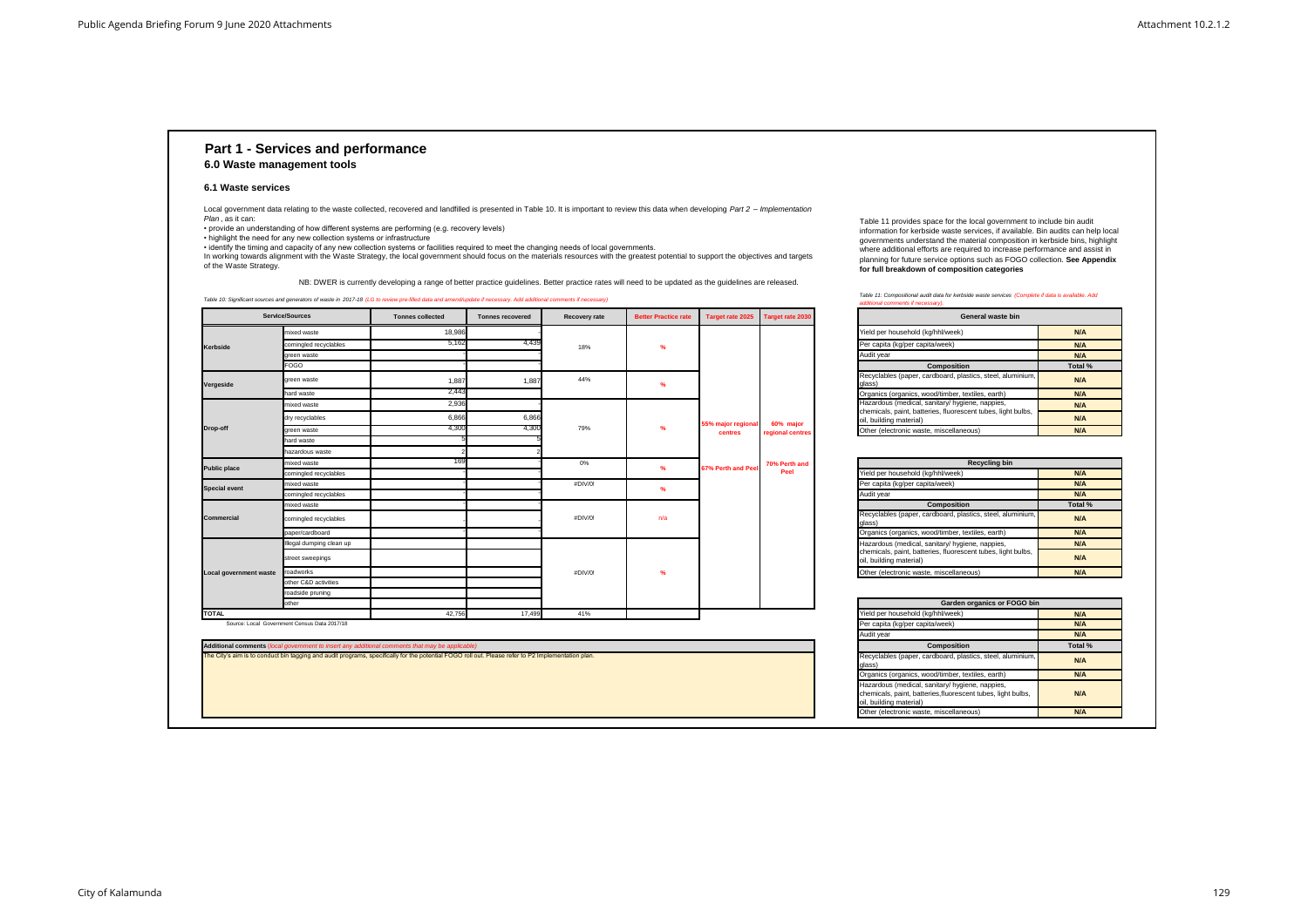# Part 1 - Services and performance

## 6.0 Waste management tools

### 6.1 Waste services

Local government data relating to the waste collected, recovered and landfilled is presented in Table 10. It is important to review this data when developing *Part 2 – Implementation Plan* , as it can:

- provide an understanding of how different systems are performing (e.g. recovery levels)
- highlight the need for any new collection systems or infrastructure
- identify the timing and capacity of any new collection systems or facilities required to meet the changing needs of local governments.

In working towards alignment with the Waste Strategy, the local government should focus on the materials resources with the greatest potential to support the objectives and targets of the Waste Strategy.

NB: DWER is currently developing a range of better practice guidelines. Better practice rates will need to be updated as the guidelines are released.

*Table 10: Significant sources and generators of waste in 2017-18 (LG to review pre-filled data and amend/update if necessary. Add additional comments if necessary)*

| Service/Sources | | Tonnes collected | Tonnes recovered | Recovery rate | Better Practice rate | Target rate 2025 | Target rate 2030 |
|---|---|---|---|---|---|---|---|
| Kerbside | mixed waste | 18,986 | - | 18% | % | 55% major regional centres | 60% major regional centres |
| | comingled recyclables | 5,162 | 4,439 | | | | |
| | green waste | - | | | | | |
| | FOGO | - | | | | | |
| Vergeside | green waste | 1,887 | 1,887 | 44% | % | | |
| | hard waste | 2,443 | - | | | | |
| Drop-off | mixed waste | 2,936 | - | 79% | % | | |
| | dry recyclables | 6,866 | 6,866 | | | | |
| | green waste | 4,300 | 4,300 | | | | |
| | hard waste | 5 | 5 | | | | |
| | hazardous waste | 2 | 2 | | | | |
| Public place | mixed waste | 169 | - | 0% | % | 67% Perth and Peel | 70% Perth and Peel |
| | comingled recyclables | | | | | | |
| Special event | mixed waste | - | - | #DIV/0! | % | | |
| | comingled recyclables | | | | | | |
| Commercial | mixed waste | - | | #DIV/0! | n/a | | |
| | comingled recyclables | - | - | | | | |
| | paper/cardboard | - | | | | | |
| Local government waste | illegal dumping clean up | | | #DIV/0! | % | | |
| | street sweepings | | | | | | |
| | roadworks | | | | | | |
| | other C&D activities | | | | | | |
| | roadside pruning | | | | | | |
| | other | | | | | | |
| **TOTAL** | | 42,756 | 17,499 | 41% | | | |

Source: Local Government Census Data 2017/18

| **Additional comments** *(local government to insert any additional comments that may be applicable)* |
|---|
| The City's aim is to conduct bin tagging and audit programs, specifically for the potential FOGO roll out. Please refer to P2 Implementation plan. |

Table 11 provides space for the local government to include bin audit information for kerbside waste services, if available. Bin audits can help local governments understand the material composition in kerbside bins, highlight where additional efforts are required to increase performance and assist in planning for future service options such as FOGO collection. **See Appendix for full breakdown of composition categories**

*Table 11: Compositional audit data for kerbside waste services (Complete if data is available. Add additional comments if necessary).*

| General waste bin | |
|---|---|
| Yield per household (kg/hhl/week) | N/A |
| Per capita (kg/per capita/week) | N/A |
| Audit year | N/A |
| **Composition** | **Total %** |
| Recyclables (paper, cardboard, plastics, steel, aluminium, glass) | N/A |
| Organics (organics, wood/timber, textiles, earth) | N/A |
| Hazardous (medical, sanitary/ hygiene, nappies, chemicals, paint, batteries, fluorescent tubes, light bulbs, oil, building material) | N/A |
| Other (electronic waste, miscellaneous) | N/A |

| Recycling bin | |
|---|---|
| Yield per household (kg/hhl/week) | N/A |
| Per capita (kg/per capita/week) | N/A |
| Audit year | N/A |
| **Composition** | **Total %** |
| Recyclables (paper, cardboard, plastics, steel, aluminium, glass) | N/A |
| Organics (organics, wood/timber, textiles, earth) | N/A |
| Hazardous (medical, sanitary/ hygiene, nappies, chemicals, paint, batteries, fluorescent tubes, light bulbs, oil, building material) | N/A |
| Other (electronic waste, miscellaneous) | N/A |

| Garden organics or FOGO bin | |
|---|---|
| Yield per household (kg/hhl/week) | N/A |
| Per capita (kg/per capita/week) | N/A |
| Audit year | N/A |
| **Composition** | **Total %** |
| Recyclables (paper, cardboard, plastics, steel, aluminium, glass) | N/A |
| Organics (organics, wood/timber, textiles, earth) | N/A |
| Hazardous (medical, sanitary/ hygiene, nappies, chemicals, paint, batteries,fluorescent tubes, light bulbs, oil, building material) | N/A |
| Other (electronic waste, miscellaneous) | N/A |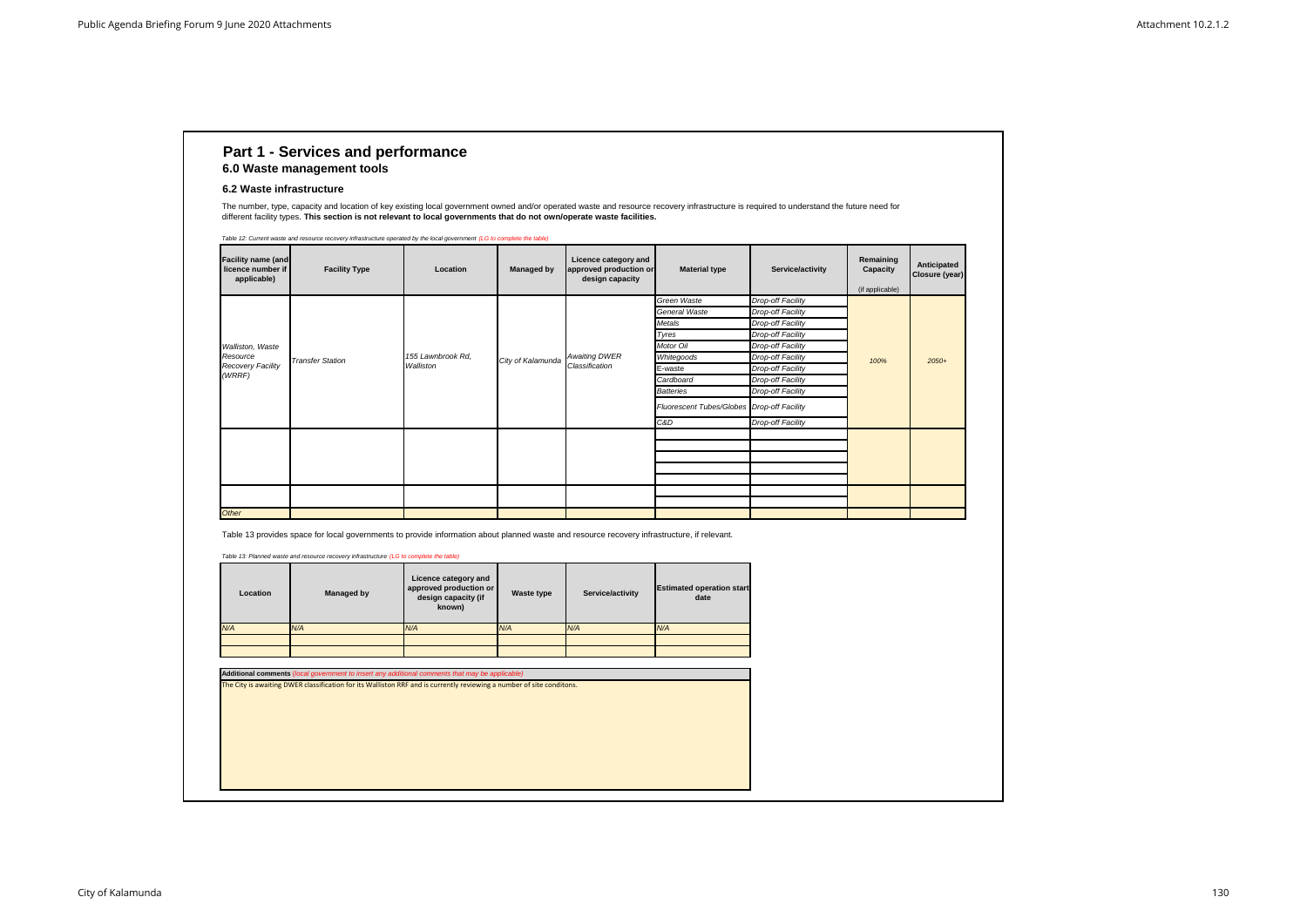# Part 1 - Services and performance

## 6.0 Waste management tools

### 6.2 Waste infrastructure

The number, type, capacity and location of key existing local government owned and/or operated waste and resource recovery infrastructure is required to understand the future need for different facility types. **This section is not relevant to local governments that do not own/operate waste facilities.**

*Table 12: Current waste and resource recovery infrastructure operated by the local government (LG to complete the table)*

| Facility name (and licence number if applicable) | Facility Type | Location | Managed by | Licence category and approved production or design capacity | Material type | Service/activity | Remaining Capacity (if applicable) | Anticipated Closure (year) |
|---|---|---|---|---|---|---|---|---|
| *Walliston, Waste Resource Recovery Facility (WRRF)* | *Transfer Station* | *155 Lawnbrook Rd, Walliston* | *City of Kalamunda* | *Awaiting DWER Classification* | *Green Waste* | *Drop-off Facility* | *100%* | *2050+* |
| | | | | | *General Waste* | *Drop-off Facility* | | |
| | | | | | *Metals* | *Drop-off Facility* | | |
| | | | | | *Tyres* | *Drop-off Facility* | | |
| | | | | | *Motor Oil* | *Drop-off Facility* | | |
| | | | | | *Whitegoods* | *Drop-off Facility* | | |
| | | | | | *E-waste* | *Drop-off Facility* | | |
| | | | | | *Cardboard* | *Drop-off Facility* | | |
| | | | | | *Batteries* | *Drop-off Facility* | | |
| | | | | | *Fluorescent Tubes/Globes* | *Drop-off Facility* | | |
| | | | | | *C&D* | *Drop-off Facility* | | |
| | | | | | | | | |
| | | | | | | | | |
| *Other* | | | | | | | | |

Table 13 provides space for local governments to provide information about planned waste and resource recovery infrastructure, if relevant.

*Table 13: Planned waste and resource recovery infrastructure (LG to complete the table)*

| Location | Managed by | Licence category and approved production or design capacity (if known) | Waste type | Service/activity | Estimated operation start date |
|---|---|---|---|---|---|
| *N/A* | *N/A* | *N/A* | *N/A* | *N/A* | *N/A* |
| | | | | | |
| | | | | | |

**Additional comments** *(local government to insert any additional comments that may be applicable)*

The City is awaiting DWER classification for its Walliston RRF and is currently reviewing a number of site conditons.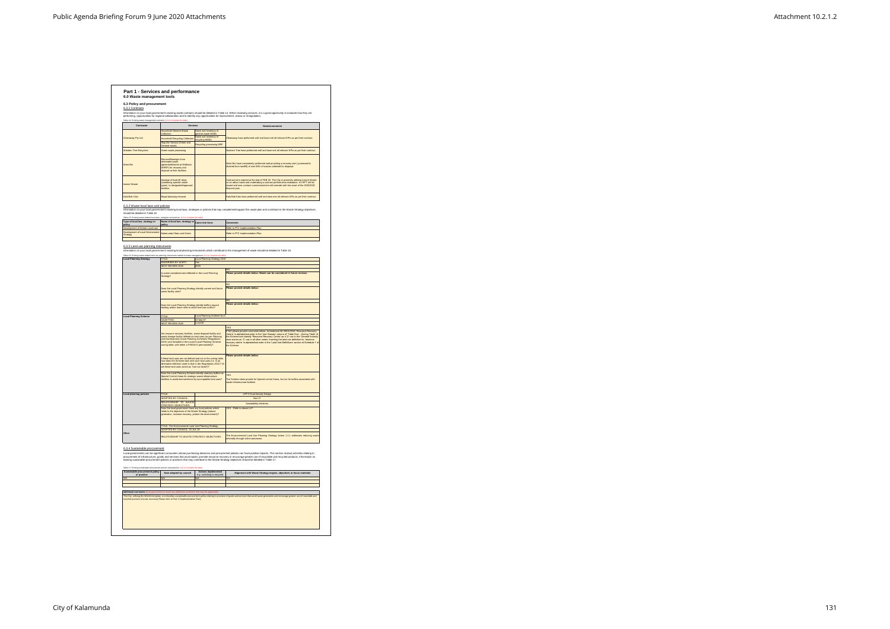# Part 1 - Services and performance

## 6.0 Waste management tools

### 6.3 Policy and procurement

#### 6.3.1 Contracts

Information on your local government's existing waste contracts should be detailed in Table 14. When reviewing services, it is a good opportunity to evaluate how they are performing, opportunities for regional collaboration and to identify any opportunities for improvement, review or renegotiation.

Table 14: Existing waste management contracts (LG to complete this table)

| Contractor | Services | | Notes/comments |
|---|---|---|---|
| Cleanaway Pty Ltd. | Household General Waste Collection | Loads and Itemising of general waste MGBs | Cleanaway have performed well and have met all relevant KPIs as per their contract. |
| | Household Recycling Collection | Loads and Itemising of recycling MGBs | |
| | Skip Bin Service (Green and General waste) | Recycling processing MRF | |
| Western Tree Recyclers | Green waste processing | | Western Tree have performed well and have met all relevant KPIs as per their contract. |
| West Bin | Removal/haulage of our delineated waste (green/residue/and at Walliston AIRRF) for recovery and disposal at their facilities. | | West Bin have consistently performed well providing a recovery rate (processed & diverted from landfill) of over 60% of wastes collected for disposal. |
| Instant Waste | Haulage of hook lift skips (containing specific waste types) to designated/approved facilities. | | Contract term expired at the end of FEB 20. The City is presently utilising Instant Waste on an adhoc basis and undertaking a contract performance evaluation. An RFT will be issued and new contract commencement will coincide with the onset of the 2020/2021 financial year. |
| Kala Bob Cats | Illegal dumping removal | | Kala Bob Cats have performed well and have met all relevant KPIs as per their contract. |

#### 6.3.2 Waste local laws and policies

Information on your local government's existing local laws, strategies or policies that may complement/support the waste plan and contribute to the Waste Strategy objectives should be detailed in Table 15.

Table 15: Existing waste-related local laws, strategies and policies (LG to complete this table)

| Type of local law, strategy or policy | Name of local law, strategy or policy | Came into force | Comments |
|---|---|---|---|
| Development of Waste Local Law | | | Refer to PT2 Implementation Plan |
| Development of Local Environment Strategy | Kalamunda Clean and Green | | Refer to PT2 Implementation Plan |
| | | | |

#### 6.3.3 Land use planning instruments

Information on your local government's existing local planning instruments which contribute to the management of waste should be detailed in Table 16.

Table 16: Existing waste-related land use planning instruments related to waste management (LG to complete this table)

| | | | |
|---|---|---|---|
| **Local Planning Strategy** | TITLE: | Local Planning Strategy 2010 | |
| | ENDORSED BY WAPC: | Yes | |
| | NEXT REVIEW DUE: | 2020 | |
| | Is waste considered and reflected in the Local Planning Strategy? | | NO<br>**Please provide details below: Waste can be considered in future reviews.** |
| | Does the Local Planning Strategy identify current and future waste facility sites? | | NO<br>**Please provide details below:** |
| | Does the Local Planning Strategy identify buffers around existing and/or future sites to avoid land use conflict? | | NO<br>**Please provide details below:** |
| **Local Planning Scheme** | TITLE: | Local Planning Scheme No 3 | |
| | GAZETTED: | 22-Nov-07 | |
| | NEXT REVIEW DUE: | 7-Jul-20 | |
| | Are resource recovery facilities, waste disposal facility and waste storage facility defined as land uses (as per Planning and Development (Local Planning Schemes) Regulations 2015) and included in the council Local Planning Scheme zoning table, with either a P/D/A/X permissibility? | | YES<br>If NO please provide comments below. Amendment 95 2/3/12/2018: 'Resource Recovery Centre' in alphabetical order in the 'Use Classes' column of "Table One - Zoning Table" of the Scheme and classify "Resource Recovery Centre" as a 'D' use in the 'General Industry' zone and as an 'X' use in all other zones. Inserting the land use definition for 'resource recovery centre' in alphabetical order in the 'Land Use Definitions' section of Schedule 1 of the Scheme |
| | If these land uses are not defined and not in the zoning table, how does the Scheme deal with such land uses (i.e. is an alternative definition used to that in the Regulations 2015? Or are these land uses zoned as "Use not listed")? | | **Please provide details below:** |
| | Does the Local Planning Scheme identify statutory buffers as Special Control Areas for strategic waste infrastructure facilities to avoid encroachment by incompatible land uses? | | YES<br>The Scheme does provide for Special control Areas, but not for buffers associated with waste infrastructure facilities |
| **Local planning policies** | TITLE: | | LPP 9 Dual Density Design |
| | ADOPTED BY COUNCIL: | | Nov-17 |
| | RELATIONSHIP TO WASTE STRATEGY OBJECTIVES: | | Sustainability initiatives |
| | Does the local government have any local policies which relate to the objectives of the Waste Strategy (reduce generation, increase recovery, protect the environment)? | | YES - Refer to above LLP |
| **Other** | TITLE: The Environmental Land Use Planning Strategy | | |
| | ADOPTED BY COUNCIL: 25 JUL 16 | | |
| | RELATIONSHIP TO WASTE STRATEGY OBJECTIVES: | | The Environmental Land Use Planning Strategy: Action 1.1.1 addresses reducing waste internally through online processes |

#### 6.3.4 Sustainable procurement

Local governments can be significant consumers whose purchasing decisions and procurement policies can have positive impacts. This section reviews activities relating to procurement of infrastructure, goods and services that avoid waste, promote resource recovery or encourage greater use of recyclable and recycled products. Information on existing sustainable procurement policies or practices that may contribute to the Waste Strategy objectives should be detailed in Table 17.

Table 17: Existing sustainable procurement policies and practices (LG to complete this table)

| Sustainable procurement policy or practice | Date adopted by council | Actions implemented e.g. switching to recycled | Alignment with Waste Strategy targets, objectives or focus materials |
|---|---|---|---|
| N/A | N/A | N/A | N/A |
| | | | |
| | | | |

**Additional comments** (local government to insert any additional comments that may be applicable)

The City, utilising the WALGA template, is to develop a sustainable procurement policy relating to provision of goods and services that avoid waste generation and encourage greater use of recyclable and recycled products (circular economy) Please refer to Part 2 (Implementation Plan).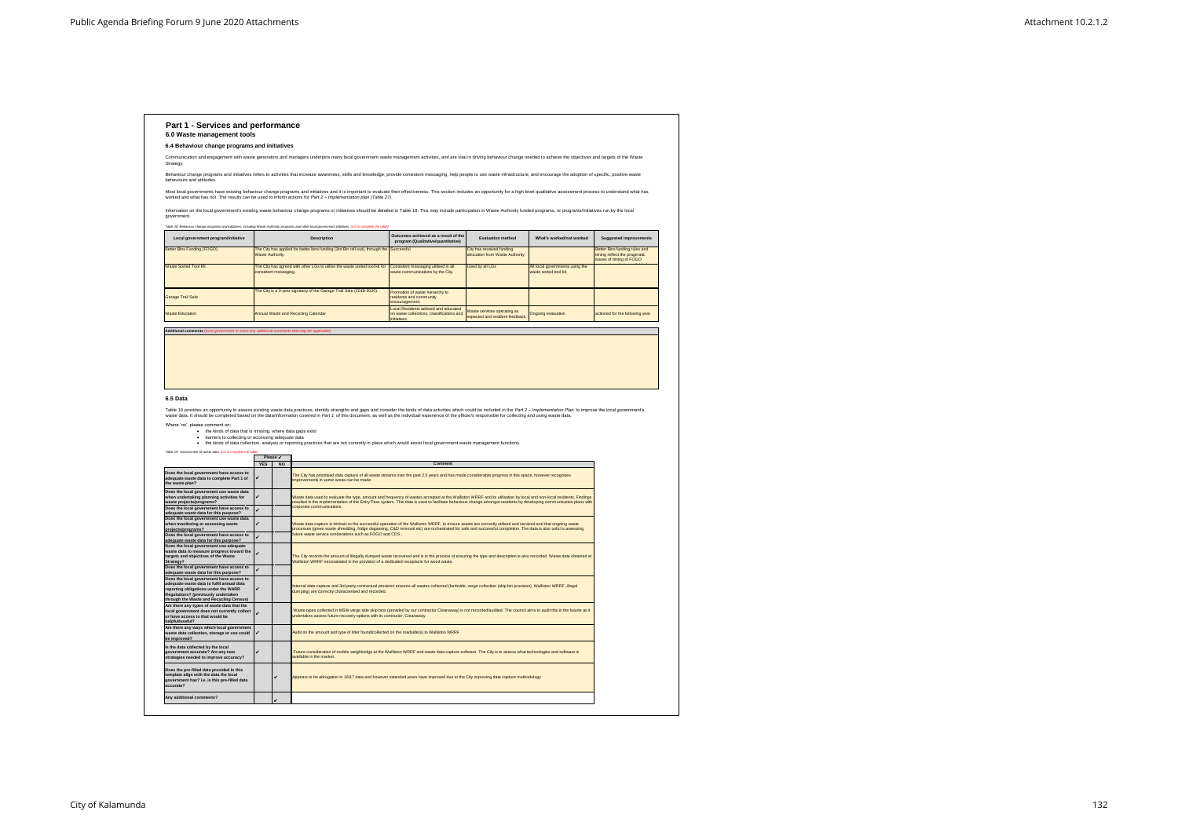# Part 1 - Services and performance

## 6.0 Waste management tools

### 6.4 Behaviour change programs and initiatives

Communication and engagement with waste generators and managers underpins many local government waste management activities, and are vital in driving behaviour change needed to achieve the objectives and targets of the Waste Strategy.

Behaviour change programs and initiatives refers to activities that increase awareness, skills and knowledge; provide consistent messaging; help people to use waste infrastructure; and encourage the adoption of specific, positive waste behaviours and attitudes.

Most local governments have existing behaviour change programs and initiatives and it is important to evaluate their effectiveness. This section includes an opportunity for a high level qualitative assessment process to understand what has worked and what has not. The results can be used to inform actions for *Part 2 – Implementation plan (Table 21)*.

Information on the local government's existing waste behaviour change programs or initiatives should be detailed in Table 18. This may include participation in Waste Authority funded programs, or programs/initiatives run by the local government.

*Table 18: Behaviour change programs and initiatives, including Waste Authority programs and other local government initiatives (LG to complete the table)*

| Local government program/initiative | Description | Outcomes achieved as a result of the program (Qualitative/quantitative) | Evaluation method | What's worked/not worked | Suggested improvements |
|---|---|---|---|---|---|
| Better Bins Funding (FOGO) | The City has applied for better bins funding (3rd Bin roll-out), through the Waste Authority. | Successful | City has received funding allocation from Waste Authority | | Better Bins funding rules and timing reflect the pragmatic issues of timing of FOGO |
| Waste Sorted Tool Kit | The City has agreed with other LGs to utilise the waste sorted tool kit for consistent messaging. | Consistent messaging utilised in all waste communications by the City. | Used by all LGs | All local governments using the waste sorted tool kit. | |
| Garage Trail Sale | The City is a 3-year signatory of the Garage Trail Sale (2018-2020). | Promotion of waste hierarchy to residents and community encouragement | | | |
| Waste Education | Annual Waste and Recycling Calendar | Local Residents advised and educated on waste collections, classifications and initiatives. | Waste services operating as expected and resident feedback | Ongoing evaluation | actioned for the following year. |

**Additional comments** *(local government to insert any additional comments that may be applicable)*

### 6.5 Data

Table 19 provides an opportunity to assess existing waste data practices, identify strengths and gaps and consider the kinds of data activities which could be included in the *Part 2 – Implementation Plan* to improve the local government's waste data. It should be completed based on the data/information covered in *Part 1* of this document, as well as the individual experience of the officer/s responsible for collecting and using waste data.

Where 'no', please comment on:

- the kinds of data that is missing, where data gaps exist
- barriers to collecting or accessing adequate data
- the kinds of data collection, analysis or reporting practices that are not currently in place which would assist local government waste management functions.

*Table 19: Assessment of waste data (LG to complete the table)*

| | Please ✓ YES | NO | Comment |
|---|---|---|---|
| Does the local government have access to adequate waste data to complete Part 1 of the waste plan? | ✓ | | The City has prioritised data capture of all waste streams over the past 2.5 years and has made considerable progress in this space, however recognises improvements in some areas can be made. |
| Does the local government use waste data when undertaking planning activities for waste projects/programs? | ✓ | | Waste data used to evaluate the type, amount and frequency of wastes accepted at the Walliston WRRF and its utilisation by local and non-local residents. Findings resulted in the implementation of the Entry Pass system. This data is used to facilitate behavious change amongst residents by developing communication plans with corporate communications. |
| Does the local government have access to adequate waste data for this purpose? | ✓ | | |
| Does the local government use waste data when monitoring or assessing waste projects/programs? | ✓ | | Waste data capture is intrinsic to the successful operation of the Walliston WRRF, to ensure assets are correctly utilized and serviced and that ongoing waste processes (green waste shredding, fridge degassing, C&D removal etc) are orchestrated for safe and successful completion. The data is also useful is assessing future waste service sonderations such as FOGO and CDS. |
| Does the local government have access to adequate waste data for this purpose? | ✓ | | |
| Does the local government use adequate waste data to measure progress toward the targets and objectives of the Waste Strategy? | ✓ | | The City records the amount of illegally dumped waste recovered and is in the process of ensuring the type and description is also recorded. Waste data obtained at Walliston WRRF necessitated in the provision of a dedicated receptacle for wood waste. |
| Does the local government have access to adequate waste data for this purpose? | ✓ | | |
| Does the local government have access to adequate waste data to fulfil annual data reporting obligations under the WARR Regulations? (previously undertaken through the Waste and Recycling Census) | ✓ | | Internal data capture and 3rd party contractual provision ensures all wastes collected (kerbside, verge collection (skip bin provision), Walliston WRRF, illegal dumping) are correctly characterised and recorded. |
| Are there any types of waste data that the local government does not currently collect or have access to that would be helpful/useful? | ✓ | | Waste types collected in MSW verge side skip bins (provided by our contractor Cleanaway) is not recorded/audited. The council aims to audit this in the future as it undertakes assess future recovery options with its contractor, Cleanaway. |
| Are there any ways which local government waste data collection, storage or use could be improved? | ✓ | | Audit on the amount and type of litter found/collected on the roadside(s) to Walliston WRRF |
| Is the data collected by the local government accurate? Are any new strategies needed to improve accuracy? | ✓ | | Future consideration of mobile weighbridge at the Walliston WRRF and waste data capture software. The City is to assess what technologies and software is available in the market. |
| Does the pre-filled data provided in this template align with the data the local government has? i.e. is this pre-filled data accurate? | | ✓ | Appears to be abrogation in 16/17 data and however extended years have improved due to the City improving data capture methodology |
| Any additional comments? | | ✓ | |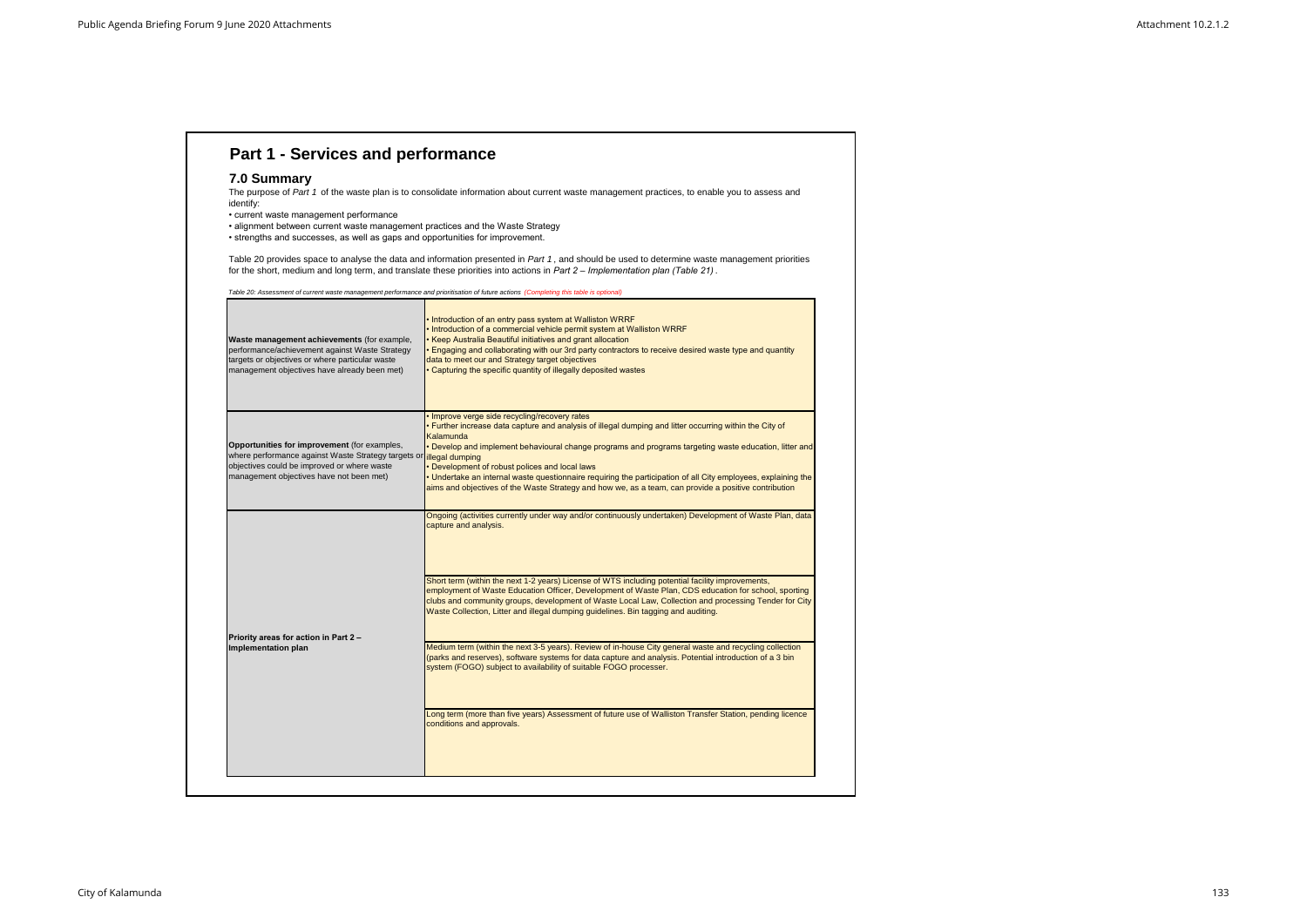# Part 1 - Services and performance

## 7.0 Summary

The purpose of *Part 1* of the waste plan is to consolidate information about current waste management practices, to enable you to assess and identify:

- current waste management performance
- alignment between current waste management practices and the Waste Strategy
- strengths and successes, as well as gaps and opportunities for improvement.

Table 20 provides space to analyse the data and information presented in *Part 1*, and should be used to determine waste management priorities for the short, medium and long term, and translate these priorities into actions in *Part 2 – Implementation plan (Table 21)*.

*Table 20: Assessment of current waste management performance and prioritisation of future actions (Completing this table is optional)*

| | |
|---|---|
| **Waste management achievements** (for example, performance/achievement against Waste Strategy targets or objectives or where particular waste management objectives have already been met) | • Introduction of an entry pass system at Walliston WRRF<br>• Introduction of a commercial vehicle permit system at Walliston WRRF<br>• Keep Australia Beautiful initiatives and grant allocation<br>• Engaging and collaborating with our 3rd party contractors to receive desired waste type and quantity data to meet our and Strategy target objectives<br>• Capturing the specific quantity of illegally deposited wastes |
| **Opportunities for improvement** (for examples, where performance against Waste Strategy targets or objectives could be improved or where waste management objectives have not been met) | • Improve verge side recycling/recovery rates<br>• Further increase data capture and analysis of illegal dumping and litter occurring within the City of Kalamunda<br>• Develop and implement behavioural change programs and programs targeting waste education, litter and illegal dumping<br>• Development of robust polices and local laws<br>• Undertake an internal waste questionnaire requiring the participation of all City employees, explaining the aims and objectives of the Waste Strategy and how we, as a team, can provide a positive contribution |
| **Priority areas for action in Part 2 – Implementation plan** | Ongoing (activities currently under way and/or continuously undertaken) Development of Waste Plan, data capture and analysis. |
| | Short term (within the next 1-2 years) License of WTS including potential facility improvements, employment of Waste Education Officer, Development of Waste Plan, CDS education for school, sporting clubs and community groups, development of Waste Local Law, Collection and processing Tender for City Waste Collection, Litter and illegal dumping guidelines. Bin tagging and auditing. |
| | Medium term (within the next 3-5 years). Review of in-house City general waste and recycling collection (parks and reserves), software systems for data capture and analysis. Potential introduction of a 3 bin system (FOGO) subject to availability of suitable FOGO processer. |
| | Long term (more than five years) Assessment of future use of Walliston Transfer Station, pending licence conditions and approvals. |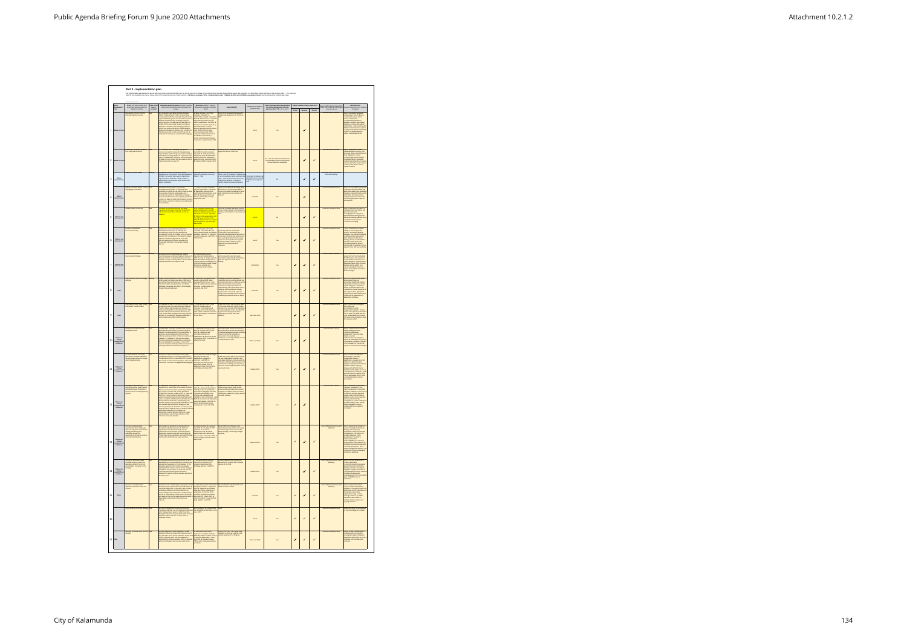## Part 2 - Implementation plan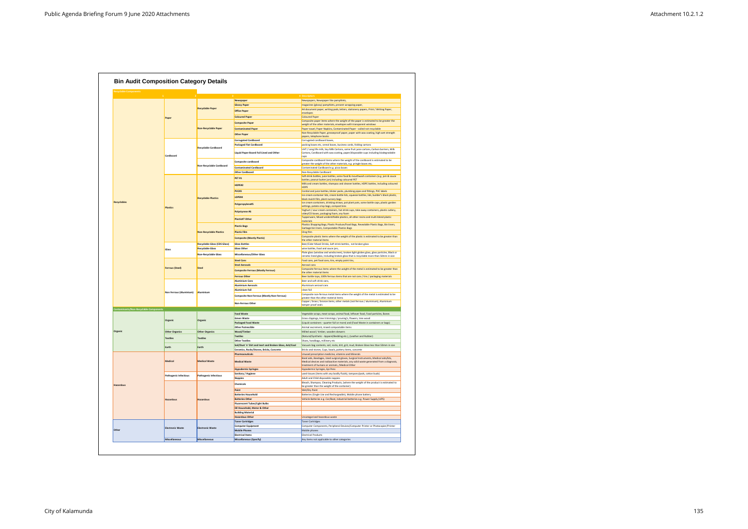# Bin Audit Composition Category Details

| 1 | 2 | 3 | 4 | Descriptors |
|---|---|---|---|---|
| **Recyclable Components** | | | | |
| Recyclables | Paper | Recyclable Paper | Newspaper | Newspapers, Newspaper like pamphlets, |
| | | | Glossy Paper | magazines (glossy) pamphlets, present wrapping paper, |
| | | | Office Paper | A4 document paper, writing pads letters, stationery papers, Print / Writing Paper, envelopes |
| | | | Coloured Paper | Coloured Paper |
| | | Non-Recyclable Paper | Composite Paper | Composite paper items where the weight of the paper is estimated to be greater the weight of the other materials, envelopes with transparent windows |
| | | | Contaminated Paper | Paper towel, Paper Napkins, Contaminated Paper - soiled not recyclable |
| | | | Other Paper | Non-Recyclable Paper, greaseproof paper, paper with wax coating, high wet strength papers, telephone books |
| | Cardboard | Recyclable Cardboard | Corrugated Cardboard | Corrugated cardboard boxes, |
| | | | Packaged Flat Cardboard | packing boxes etc, cereal boxes, business cards, folding cartons |
| | | | Liquid Paper Board Foil Lined and Other | UHT / Long life milk, Soy Milk Cartons, same fruit juice cartons, Carbon barriers, Milk Cartons, Cardboard with wax coating, paper/disposable cups including biodegradable cups |
| | | Non-Recyclable Cardboard | Composite cardboard | Composite cardboard items where the weight of the cardboard is estimated to be greater the weight of the other materials, e.g. pringle boxes etc, |
| | | | Contaminated Cardboard | Contaminated Cardboard e.g. pizza boxes |
| | | | Other Cardboard | Non-Recyclable Cardboard |
| | Plastics | Recyclable Plastics | PET #1 | Soft drink bottles, juice bottles, some food & mouthwash containers (e.g. jam & sauce bottles, peanut butter jars) including coloured PET |
| | | | HDPE#2 | Milk and cream bottles, shampoo and cleaner bottles, HDPE bottles, including coloured HDPE |
| | | | PVC#3 | Cordial and juice bottles, blister packs, plumbing pipes and fittings, PVC labels |
| | | | LDPE#4 | Ice cream container lids, cream bottle lids, squeeze bottles, lids, builder's black plastic, black mulch film, plant nursery bags |
| | | | Polypropylene#5 | Ice cream containers, drinking straws, pot plant pots, some bottle caps, plastic garden settings, potato crisp bags, compost bins |
| | | | Polystyrene #6 | Yoghurt / sour cream containers, hot drink cups, take away containers, plastic cutlery, video/CD boxes, packaging foam, any foam |
| | | | Plastic#7 Other | Tupperware, Mixed unidentifiable plastics, all other resins and multi-blend plastic materials |
| | | Non-Recyclable Plastics | Plastic Bags | Plastics Shopping Bags, Plastic Produce/Food Bags, Resealable Plastic Bags, Bin liners, Garbage bin liners, Compostable Plastics Bags |
| | | | Plastic Film | Cling film |
| | | | Composite (Mostly Plastic) | Composite plastic items where the weight of the plastic is estimated to be greater than the other material items |
| | Glass | Recyclable Glass (CDS Glass) | Glass Bottles | Beer/Cider Mixed Drinks, Soft drink bottles, not broken glass |
| | | Recyclable Glass | Glass Other | wine bottles, food and sauce jars, |
| | | Non-Recyclable Glass | Miscellaneous/Other Glass | Plate glass (window and windscreen), broken light globes glass, glass particles, Black or ceramic lined glass, including broken glass that is recyclable more than 50mm in size |
| | Ferrous (Steel) | Steel | Steel Cans | Food cans, pet food cans, tins, empty paint tins, |
| | | | Steel Aerosols | Aerosol cans |
| | | | Composite Ferrous (Mostly Ferrous) | Composite ferrous items where the weight of the metal is estimated to be greater than the other material items |
| | | | Ferrous Other | Beer bottle tops, 100% ferrous items that are not cans / tins / packaging materials |
| | Non Ferrous (Aluminium) | Aluminium | Aluminium Cans | Beer and soft drink cans, |
| | | | Aluminium Aerosols | Aluminium aerosol cans |
| | | | Aluminium Foil | clean foil |
| | | | Composite Non-Ferrous (Mostly Non-Ferrous) | Composite non-ferrous metal items where the weight of the metal is estimated to be greater than the other material items |
| | | | Non-Ferrous Other | Copper / brass / bronze items, other metals (not ferrous / aluminium), Aluminium tamper proof seals |
| **Contaminants/Non-Recyclable Components** | | | | |
| Organic | Organic | Organic | Food Waste | Vegetable scraps, meat scraps, animal food, leftover food, Food particles, Bones |
| | | | Green Waste | Grass clippings, tree trimmings / pruning's, flowers, tree wood |
| | | | Packaged Food Waste | (Liquid containers - quarter full or more) and (Food Waste in containers or bags) |
| | | | Other Putrescible | Animal excrement, mixed compostable items |
| | Other Organics | Other Organics | Wood/Timber | Milled wood / timber, wooden skewers |
| | Textiles | Textiles | Textiles | (Natural/Synthetic - Apparel/Bedding etc.), (Leather and Rubber) |
| | | | Other Textiles | Shoes, handbags, millinery etc |
| | Earth | Earth | Soil/Dust 'n' Dirt and Inert and Broken Glass, Ash/Coal | Vacuum bag contents, soil, rocks, dirt, grit, mud, Broken Glass less than 50mm in size |
| | | | Ceramics, Rocks/Stones, Bricks, Concrete | Bricks and stones, Cups, bowls, pottery items, concrete |
| Hazardous | Medical | Medical Waste | Pharmaceuticals | Unused prescription medicine, vitamins and Minerals |
| | | | Medical Waste | Band aids, Bandages, Used surgical gloves, Surgical Instruments, Medical aids/kits, Medical devices and radioactive materials, any solid waste generated from a diagnosis, treatment of humans or animals, /Medical Other |
| | | | Hypodermic Syringes | Hypodermic Syringes, Epi Pens |
| | Pathogenic Infectious | Pathogenic Infectious | Sanitary / Hygiene | used tissues (items with any bodily fluids), tampons/pads, cotton buds) |
| | | | Nappies | Adult and Child disposable nappies |
| | Hazardous | Hazardous | Chemicals | Bleach, Shampoo, Cleaning Products, (where the weight of the product is estimated to be greater than the weight of the container) |
| | | | Paint | Wet/Dry Paint |
| | | | Batteries Household | Batteries (Single Use and Rechargeable), Mobile phone battery |
| | | | Batteries Other | Vehicle Batteries e.g. Car/Boat, Industrial batteries e.g. Power Supply (UPS) |
| | | | Fluorescent Tubes/Light Bulbs | |
| | | | Oil Household, Motor & Other | |
| | | | Building Material | |
| | | | Hazardous Other | Uncategorized hazardous waste |
| Other | Electronic Waste | Electronic Waste | Toner Cartridges | Toner Cartridges |
| | | | Computer Equipment | Computer Components, Peripheral Devices/Computer Printer or Photocopier/Printer |
| | | | Mobile Phones | Mobile phones |
| | | | Electrical Items | Electrical Products |
| | Miscellaneous | Miscellaneous | Miscellaneous (Specify) | Any items not applicable to other categories |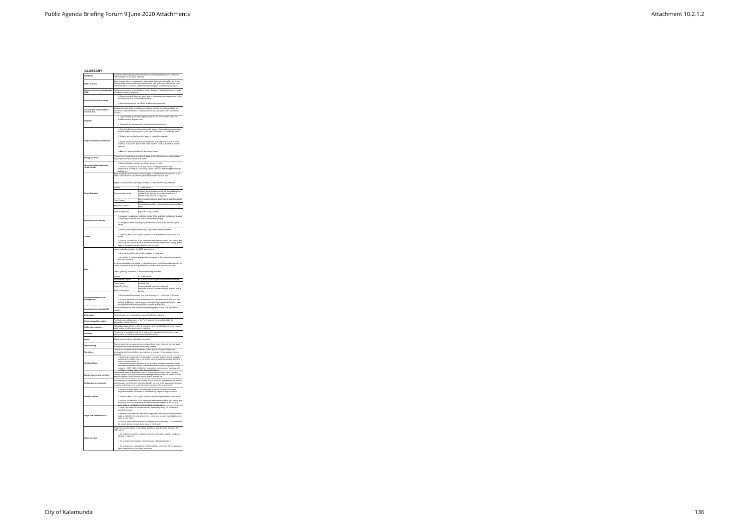# GLOSSARY

| | |
|---|---|
| **Avoidance** | Avoidance refers to the prevention or reduction of waste generation and is the most preferred option in the waste hierarchy. |
| **Better practice** | Better practice refers to practices and approaches that are acknowledged (ideally) to be outcomes-focussed, effective and high performing, which have been identified based on evidence and benchmarking against comparable jurisdictions. |
| **Commercial and industrial waste (C&I)** | Solid waste generated by the business sector, State and Federal Government entities, schools and tertiary institutions. |
| **Commercial waste services** | • Refers to drop-off, kerbside, verge side or other waste services provided by the local government to commercial premises.<br>• Discretionary service, not offered by all local governments. |
| **Construction and demolition waste (C&D)** | Solid waste produced by demolition and building activities, including road and rail construction and maintenance, and excavation of land associated with construction activities. |
| **Disposal** | • Disposal refers to the discharge of waste into the environment, either into landfill or another disposal route.<br>• Disposal is the least preferred option in the waste hierarchy. |
| **Drop-off facilities and services** | • Drop-off collections are where recyclable waste is delivered to the waste depot (drop-off facility) by the residents of the local government i.e. self-hauled waste.<br>• Services are provided to collect waste or recyclable materials.<br>• May be temporary or permanent: standalone drop-off points for one or more materials, or may form part of other waste facilities (such as landfills or transfer stations).<br>• **Note:** this does not include HHW drop-off points. |
| **Energy recovery** | The process of extracting energy from a waste stream through re-use, reprocessing, recycling or recovering energy from waste. |
| **Household hazardous waste (HHW) facility** | • Refers to facilities for the drop-off and storage of HHW.<br>• Includes consideration of the drop-off and storage procedures and infrastructure, staffing and resourcing, layout, operation and management HHW facilities, etc. |
| **Illegal Dumping** | Illegal dumping is the unauthorised discharging or abandonment of waste and is an offence under Section 49A of the *Environmental Protection Act 1986*.<br>Illegally dumped waste is generally considered to have the following attributes:<br>Volume: >1 cubic metre<br>Environmental impact: Contains items/substances that are potentially noxious or hazardous, potential for environmental harm if exposed leaks, spreads or migrates.<br>Type of waste: Commercial or industrial waste; larger scale household waste<br>Reason for offence: Premeditated decision; commercial benefit or avoidance of fee<br>Mode of deposition: Deposited using a vehicle |
| **Kerbside waste services** | • A regular, containerised collection service (often a wheelie bin) where the waste or recycling is collected from outside a resident's dwelling.<br>• Can apply to either recycling or general waste (and to a lesser extent, green waste). |
| **Landfill** | • Refers to inert or putrescible waste, registered or licensed landfills.<br>• Activities related to the layout, operation, management and post-closure of a landfill.<br>• Includes consideration of the technology and infrastructure on site, staffing and resourcing, and any other waste facilities or services at the landfill site (e.g. green waste or recycling drop off, mulching, tip shop, etc.) |
| **Litter** | Litter is defined in the *Litter Act 1979* as including:<br>• all kinds of rubbish, refuse, junk, garbage or scrap; and<br>• any articles or material abandoned or unwanted by the owner or the person in possession thereof,<br>but does not include dust, smoke or other like products emitted or produced during the normal operations of any mining, industrial, primary or manufacturing industry.<br>Litter is generally considered to have the following attributes:<br>Volume: <1 cubic metre<br>Environmental impact: Nil or minor actual or potential environmental harm<br>Type of waste: Personal litter<br>Reason for offence: Unpremeditated; convenient disposal<br>Mode of deposition: Deposited by hand (includes dropping by hand from a vehicle) |
| **Local government waste management** | • Refers to waste generated by a local government in performing its functions.<br>• Includes materials such as construction and demolition waste from road and footpath building and maintenance; green waste from parks maintenance; waste generated at local government offices, depots, and facilities. |
| **Municipal solid waste (MSW)** | Solid waste generated from domestic (residential) premises and local government activities. |
| **Peel region** | The Peel region is the area defined by the Peel Region Scheme. |
| **Perth metropolitan region** | The Perth metropolitan region or the Perth region is the area defined by the Metropolitan Region Scheme. |
| **Public place services** | Public place waste services refers to permanent bins provided by local government in public places to collect waste and/or recycling. |
| **Recovery** | The process of extracting materials or energy from a waste stream through re-use, reprocessing, recycling or recovering energy from waste. |
| **Reuse** | Reuse refers to using a material or item again. |
| **Reprocessing** | Reprocessing refers to using an item or material that might otherwise become waste during the manufacturing or remanufacturing process. |
| **Recycling** | The process of collecting, sorting, cleaning, processing (including through composting), and converting raw materials to be used in the production of new products. |
| **Residual Waste** | • Waste that remains after the application of a better practice source separation process and recycling system, consistent with the waste hierarchy as described in section 5 of the WARR Act.<br>• Where better practice guidance is not available, an entity's material recovery performance will need to meet or exceed the relevant stream target (depending on its source – MSW, C&I or C&D) for the remaining non-recovered materials to be considered residual waste under this waste strategy. |
| **Special event waste services** | Special event waste management refers to temporary bins and/or waste collection services provided by local government to manage waste generated at events such as fireworks displays, music festivals, sports events, markets etc. |
| **Sustainable procurement** | Sustainable procurement involves meeting a need for goods and services in a way that achieves value for money and generates benefits not only to the organisation, but also to society and the economy, while minimising damage to the environment. |
| **Transfer station** | • Refers to facilities which undertake large scale consolidation of waste or recyclable materials for transfer to another facility for processing or disposal.<br>• Activities related to the layout, operation and management of a transfer station.<br>• Includes consideration of the technology and infrastructure on site, staffing and resourcing, and any other waste facilities or services available at the site (e.g. green waste or recycling drop off, mulching, tip shop, etc.) |
| **Verge side waste services** | • Verge side collection services are bulk, infrequent (every 4-6 month or on demand) services.<br>• Material is collected from residential 'verge sides' either non-containerised or in a skip provided by the local government. Verge side services may relate to green waste or hard waste.<br>• Includes waste and/or recyclable materials that may be mixed or separated at the source and can include green waste or hard waste. |
| **Waste services** | Waste services are defined by the *Waste Avoidance and Resource Recovery Act 2007* as the:<br>• the collection, transport, storage, treatment, processing, sorting, recycling or disposal of waste; or<br>• the provision of receptacles for the temporary deposit of waste; or<br>• the provision and management of waste facilities, machinery for the disposal of waste and processes for dealing with waste. |